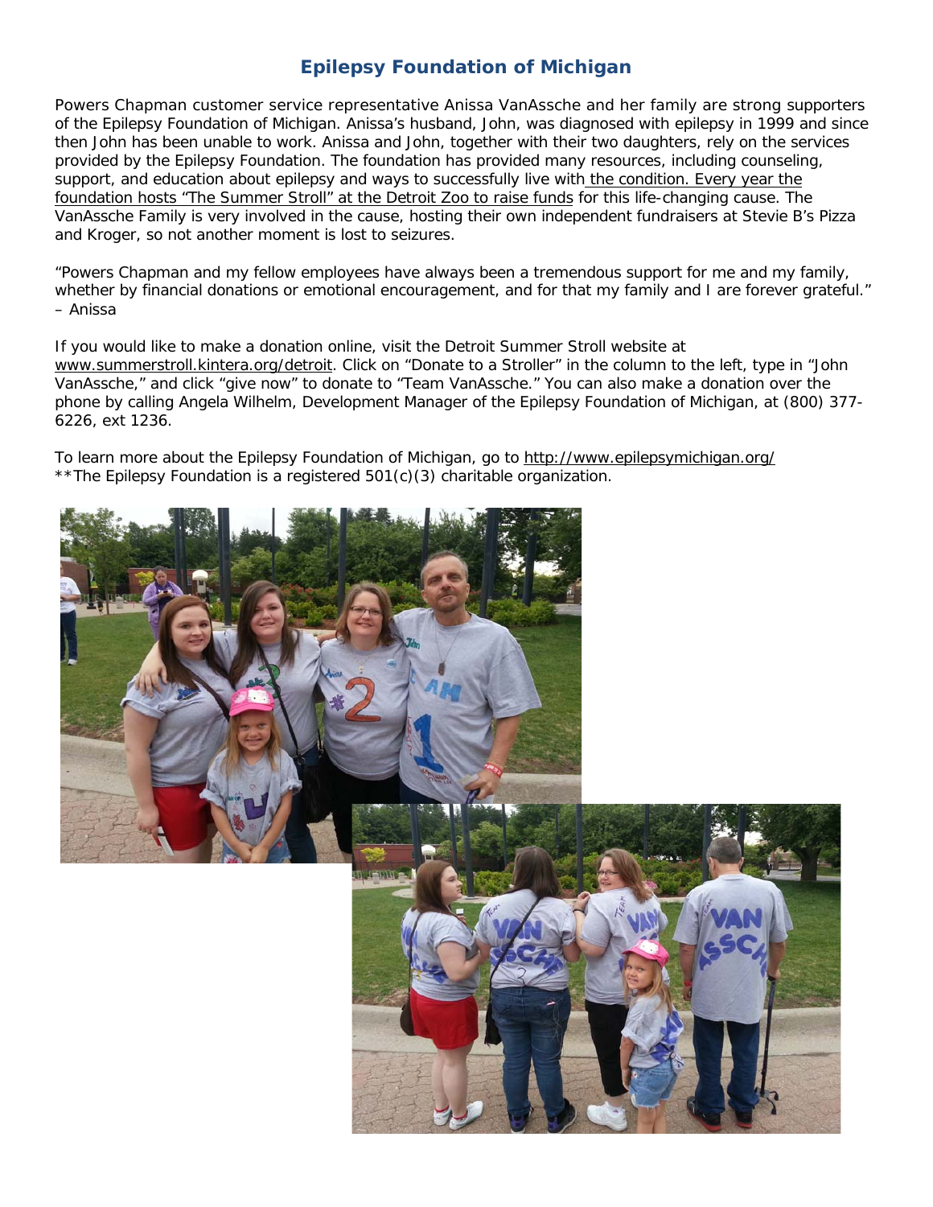# Epilepsy Foundation of Michigan

Powers Chapman customer service representative Anissa VanAssche and her family are strong supporters of the Epilepsy Foundation of Michigan. Anissa's husband, John, was diagnosed with epilepsy in 1999 and since then John has been unable to work. Anissa and John, together with their two daughters, rely on the services provided by the Epilepsy Foundation. The foundation has provided many resources, including counseling, support, and education about epilepsy and ways to successfully live with the condition. Every year the foundation hosts "The Summer Stroll" at the Detroit Zoo to raise funds for this life-changing cause. The VanAssche Family is very involved in the cause, hosting their own independent fundraisers at Stevie B's Pizza and Kroger, so not another moment is lost to seizures.

"Powers Chapman and my fellow employees have always been a tremendous support for me and my family, whether by financial donations or emotional encouragement, and for that my family and I are forever grateful." – Anissa

If you would like to make a donation online, visit the Detroit Summer Stroll website at www.summerstroll.kintera.org/detroit. Click on "Donate to a Stroller" in the column to the left, type in "John VanAssche," and click "give now" to donate to "Team VanAssche." You can also make a donation over the phone by calling Angela Wilhelm, Development Manager of the Epilepsy Foundation of Michigan, at (800) 377-6226, ext 1236.

To learn more about the Epilepsy Foundation of Michigan, go to http://www.epilepsymichigan.org/
**The Epilepsy Foundation is a registered 501(c)(3) charitable organization.